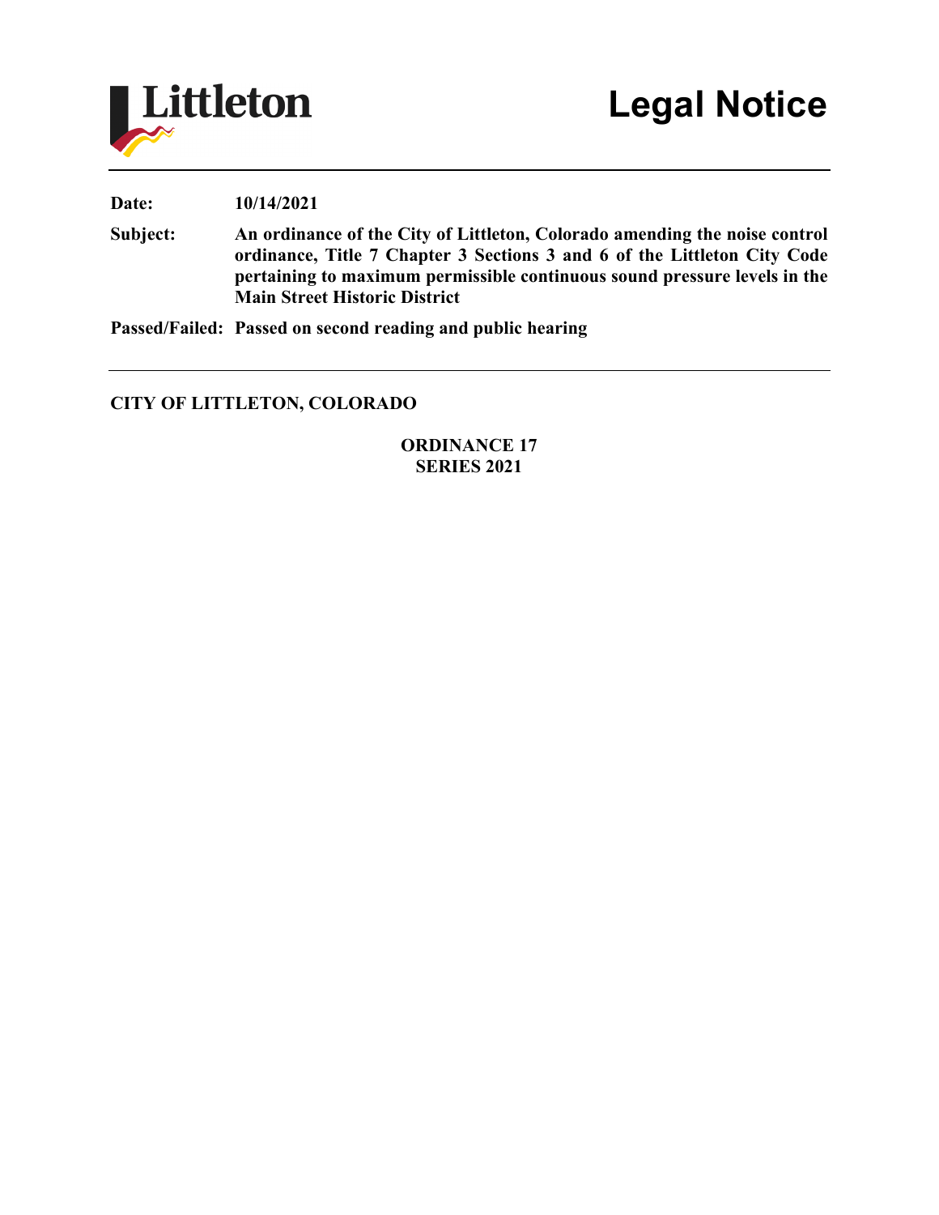Littleton

# Legal Notice

**Date:** **10/14/2021**

**Subject:** **An ordinance of the City of Littleton, Colorado amending the noise control ordinance, Title 7 Chapter 3 Sections 3 and 6 of the Littleton City Code pertaining to maximum permissible continuous sound pressure levels in the Main Street Historic District**

**Passed/Failed:** **Passed on second reading and public hearing**

---

**CITY OF LITTLETON, COLORADO**

**ORDINANCE 17**
**SERIES 2021**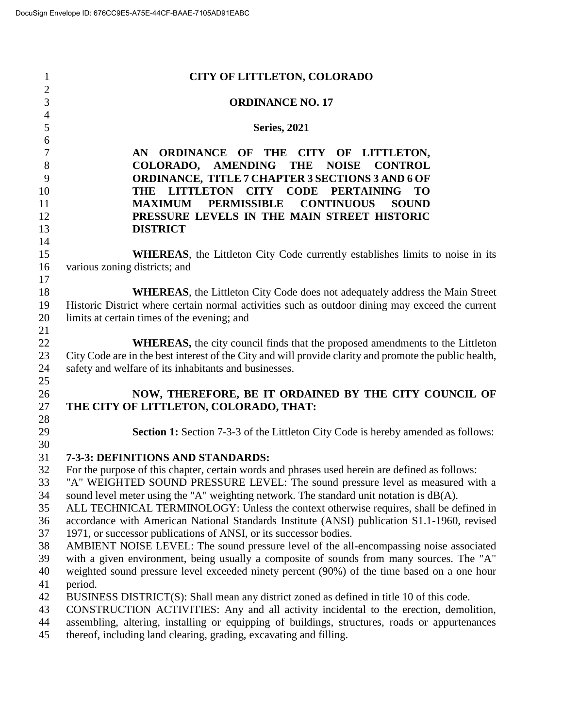**CITY OF LITTLETON, COLORADO**

**ORDINANCE NO. 17**

**Series, 2021**

**AN ORDINANCE OF THE CITY OF LITTLETON, COLORADO, AMENDING THE NOISE CONTROL ORDINANCE, TITLE 7 CHAPTER 3 SECTIONS 3 AND 6 OF THE LITTLETON CITY CODE PERTAINING TO MAXIMUM PERMISSIBLE CONTINUOUS SOUND PRESSURE LEVELS IN THE MAIN STREET HISTORIC DISTRICT**

**WHEREAS**, the Littleton City Code currently establishes limits to noise in its various zoning districts; and

**WHEREAS**, the Littleton City Code does not adequately address the Main Street Historic District where certain normal activities such as outdoor dining may exceed the current limits at certain times of the evening; and

**WHEREAS,** the city council finds that the proposed amendments to the Littleton City Code are in the best interest of the City and will provide clarity and promote the public health, safety and welfare of its inhabitants and businesses.

**NOW, THEREFORE, BE IT ORDAINED BY THE CITY COUNCIL OF THE CITY OF LITTLETON, COLORADO, THAT:**

**Section 1:** Section 7-3-3 of the Littleton City Code is hereby amended as follows:

**7-3-3: DEFINITIONS AND STANDARDS:**

For the purpose of this chapter, certain words and phrases used herein are defined as follows:

"A" WEIGHTED SOUND PRESSURE LEVEL: The sound pressure level as measured with a sound level meter using the "A" weighting network. The standard unit notation is dB(A).

ALL TECHNICAL TERMINOLOGY: Unless the context otherwise requires, shall be defined in accordance with American National Standards Institute (ANSI) publication S1.1-1960, revised 1971, or successor publications of ANSI, or its successor bodies.

AMBIENT NOISE LEVEL: The sound pressure level of the all-encompassing noise associated with a given environment, being usually a composite of sounds from many sources. The "A" weighted sound pressure level exceeded ninety percent (90%) of the time based on a one hour period.

BUSINESS DISTRICT(S): Shall mean any district zoned as defined in title 10 of this code.

CONSTRUCTION ACTIVITIES: Any and all activity incidental to the erection, demolition, assembling, altering, installing or equipping of buildings, structures, roads or appurtenances thereof, including land clearing, grading, excavating and filling.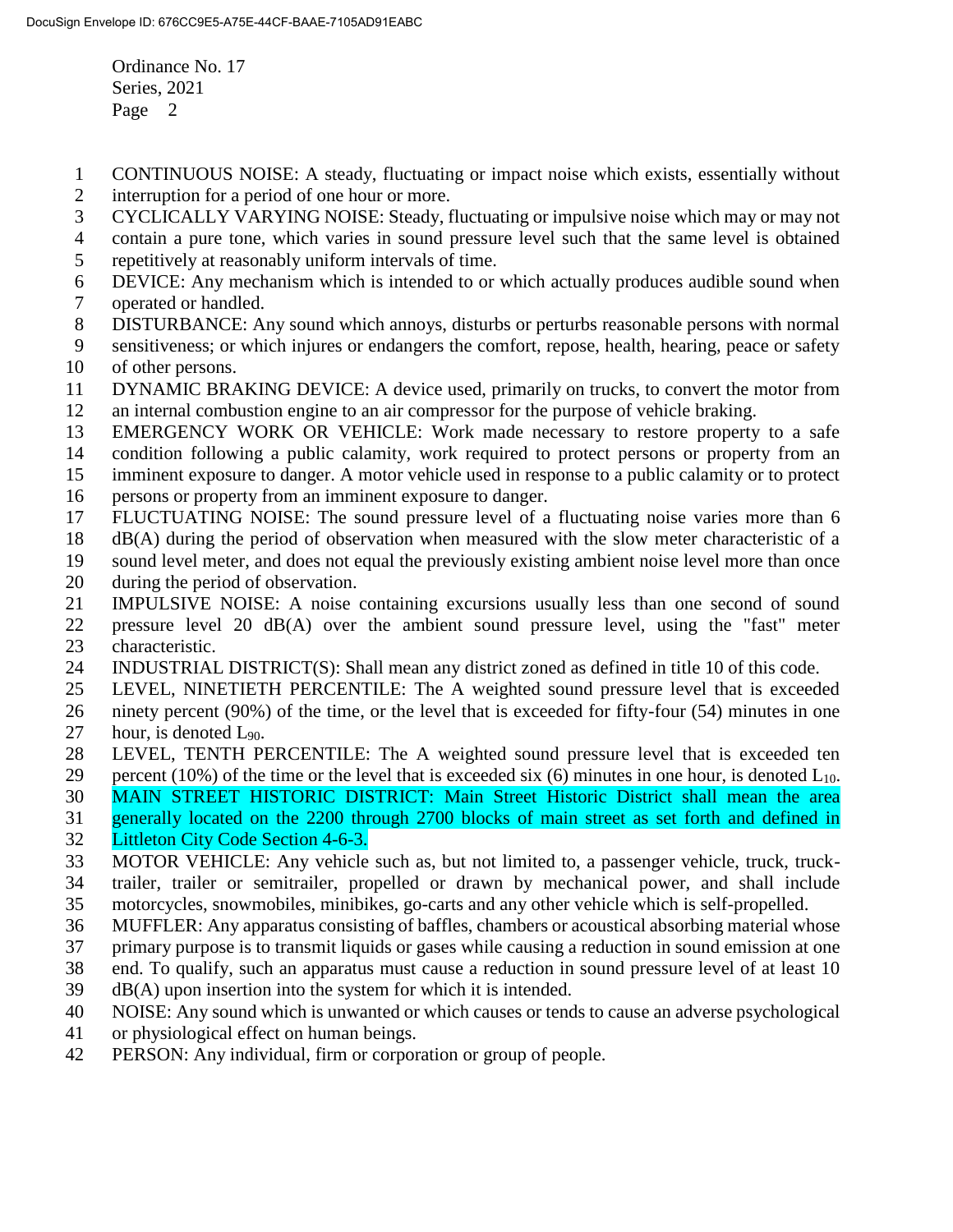CONTINUOUS NOISE: A steady, fluctuating or impact noise which exists, essentially without interruption for a period of one hour or more.

CYCLICALLY VARYING NOISE: Steady, fluctuating or impulsive noise which may or may not contain a pure tone, which varies in sound pressure level such that the same level is obtained repetitively at reasonably uniform intervals of time.

DEVICE: Any mechanism which is intended to or which actually produces audible sound when operated or handled.

DISTURBANCE: Any sound which annoys, disturbs or perturbs reasonable persons with normal sensitiveness; or which injures or endangers the comfort, repose, health, hearing, peace or safety of other persons.

DYNAMIC BRAKING DEVICE: A device used, primarily on trucks, to convert the motor from an internal combustion engine to an air compressor for the purpose of vehicle braking.

EMERGENCY WORK OR VEHICLE: Work made necessary to restore property to a safe condition following a public calamity, work required to protect persons or property from an imminent exposure to danger. A motor vehicle used in response to a public calamity or to protect persons or property from an imminent exposure to danger.

FLUCTUATING NOISE: The sound pressure level of a fluctuating noise varies more than 6 dB(A) during the period of observation when measured with the slow meter characteristic of a sound level meter, and does not equal the previously existing ambient noise level more than once during the period of observation.

IMPULSIVE NOISE: A noise containing excursions usually less than one second of sound pressure level 20 dB(A) over the ambient sound pressure level, using the "fast" meter characteristic.

INDUSTRIAL DISTRICT(S): Shall mean any district zoned as defined in title 10 of this code.

LEVEL, NINETIETH PERCENTILE: The A weighted sound pressure level that is exceeded ninety percent (90%) of the time, or the level that is exceeded for fifty-four (54) minutes in one hour, is denoted $L_{90}$.

LEVEL, TENTH PERCENTILE: The A weighted sound pressure level that is exceeded ten percent (10%) of the time or the level that is exceeded six (6) minutes in one hour, is denoted $L_{10}$.

MAIN STREET HISTORIC DISTRICT: Main Street Historic District shall mean the area generally located on the 2200 through 2700 blocks of main street as set forth and defined in Littleton City Code Section 4-6-3.

MOTOR VEHICLE: Any vehicle such as, but not limited to, a passenger vehicle, truck, truck-trailer, trailer or semitrailer, propelled or drawn by mechanical power, and shall include motorcycles, snowmobiles, minibikes, go-carts and any other vehicle which is self-propelled.

MUFFLER: Any apparatus consisting of baffles, chambers or acoustical absorbing material whose primary purpose is to transmit liquids or gases while causing a reduction in sound emission at one end. To qualify, such an apparatus must cause a reduction in sound pressure level of at least 10 dB(A) upon insertion into the system for which it is intended.

NOISE: Any sound which is unwanted or which causes or tends to cause an adverse psychological or physiological effect on human beings.

PERSON: Any individual, firm or corporation or group of people.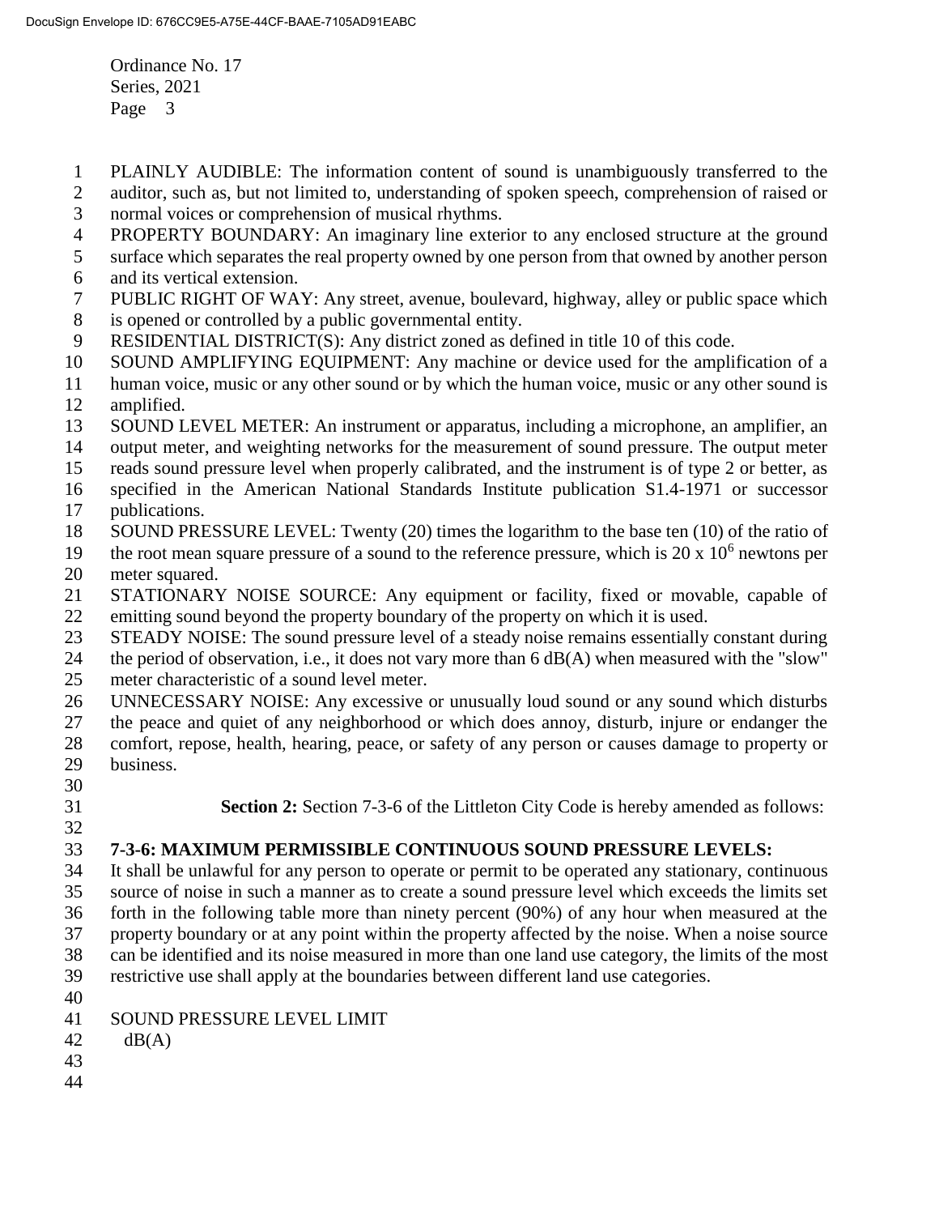PLAINLY AUDIBLE: The information content of sound is unambiguously transferred to the auditor, such as, but not limited to, understanding of spoken speech, comprehension of raised or normal voices or comprehension of musical rhythms.

PROPERTY BOUNDARY: An imaginary line exterior to any enclosed structure at the ground surface which separates the real property owned by one person from that owned by another person and its vertical extension.

PUBLIC RIGHT OF WAY: Any street, avenue, boulevard, highway, alley or public space which is opened or controlled by a public governmental entity.

RESIDENTIAL DISTRICT(S): Any district zoned as defined in title 10 of this code.

SOUND AMPLIFYING EQUIPMENT: Any machine or device used for the amplification of a human voice, music or any other sound or by which the human voice, music or any other sound is amplified.

SOUND LEVEL METER: An instrument or apparatus, including a microphone, an amplifier, an output meter, and weighting networks for the measurement of sound pressure. The output meter reads sound pressure level when properly calibrated, and the instrument is of type 2 or better, as specified in the American National Standards Institute publication S1.4-1971 or successor publications.

SOUND PRESSURE LEVEL: Twenty (20) times the logarithm to the base ten (10) of the ratio of the root mean square pressure of a sound to the reference pressure, which is $20 \times 10^{6}$ newtons per meter squared.

STATIONARY NOISE SOURCE: Any equipment or facility, fixed or movable, capable of emitting sound beyond the property boundary of the property on which it is used.

STEADY NOISE: The sound pressure level of a steady noise remains essentially constant during the period of observation, i.e., it does not vary more than 6 dB(A) when measured with the "slow" meter characteristic of a sound level meter.

UNNECESSARY NOISE: Any excessive or unusually loud sound or any sound which disturbs the peace and quiet of any neighborhood or which does annoy, disturb, injure or endanger the comfort, repose, health, hearing, peace, or safety of any person or causes damage to property or business.

**Section 2:** Section 7-3-6 of the Littleton City Code is hereby amended as follows:

**7-3-6: MAXIMUM PERMISSIBLE CONTINUOUS SOUND PRESSURE LEVELS:**

It shall be unlawful for any person to operate or permit to be operated any stationary, continuous source of noise in such a manner as to create a sound pressure level which exceeds the limits set forth in the following table more than ninety percent (90%) of any hour when measured at the property boundary or at any point within the property affected by the noise. When a noise source can be identified and its noise measured in more than one land use category, the limits of the most restrictive use shall apply at the boundaries between different land use categories.

SOUND PRESSURE LEVEL LIMIT
dB(A)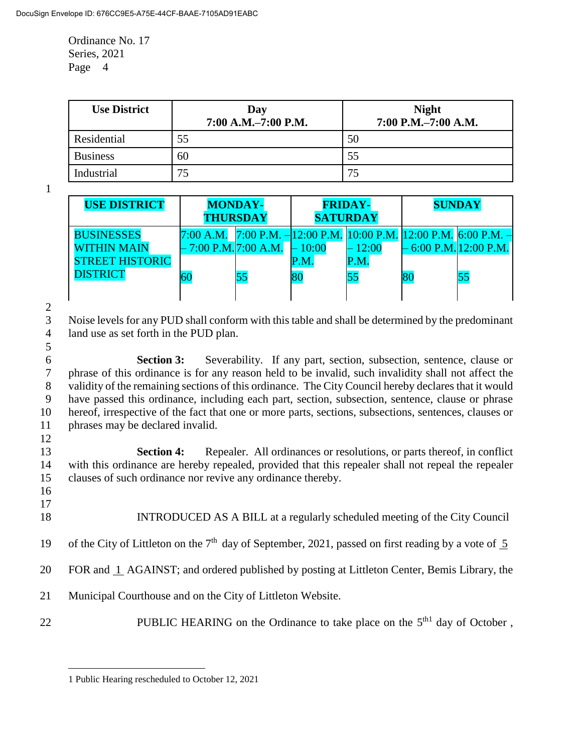| Use District | Day 7:00 A.M.–7:00 P.M. | Night 7:00 P.M.–7:00 A.M. |
|---|---|---|
| Residential | 55 | 50 |
| Business | 60 | 55 |
| Industrial | 75 | 75 |

| USE DISTRICT | MONDAY-THURSDAY | | FRIDAY-SATURDAY | | SUNDAY | |
|---|---|---|---|---|---|---|
| | 7:00 A.M. – 7:00 P.M. | 7:00 P.M. – 7:00 A.M. | 12:00 P.M. – 10:00 P.M. | 10:00 P.M. – 12:00 P.M. | 12:00 P.M. – 6:00 P.M. | 6:00 P.M. – 12:00 P.M. |
| BUSINESSES WITHIN MAIN STREET HISTORIC DISTRICT | 60 | 55 | 80 | 55 | 80 | 55 |

Noise levels for any PUD shall conform with this table and shall be determined by the predominant land use as set forth in the PUD plan.

**Section 3:** Severability. If any part, section, subsection, sentence, clause or phrase of this ordinance is for any reason held to be invalid, such invalidity shall not affect the validity of the remaining sections of this ordinance. The City Council hereby declares that it would have passed this ordinance, including each part, section, subsection, sentence, clause or phrase hereof, irrespective of the fact that one or more parts, sections, subsections, sentences, clauses or phrases may be declared invalid.

**Section 4:** Repealer. All ordinances or resolutions, or parts thereof, in conflict with this ordinance are hereby repealed, provided that this repealer shall not repeal the repealer clauses of such ordinance nor revive any ordinance thereby.

INTRODUCED AS A BILL at a regularly scheduled meeting of the City Council of the City of Littleton on the 7th day of September, 2021, passed on first reading by a vote of 5 FOR and 1 AGAINST; and ordered published by posting at Littleton Center, Bemis Library, the Municipal Courthouse and on the City of Littleton Website.

PUBLIC HEARING on the Ordinance to take place on the 5th[1] day of October ,

[1] Public Hearing rescheduled to October 12, 2021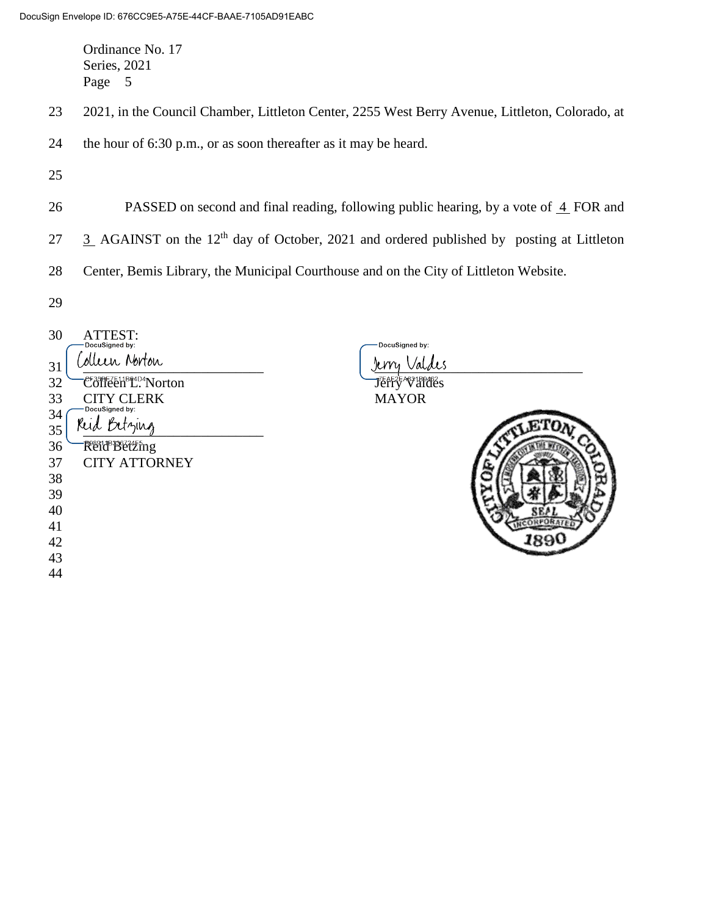2021, in the Council Chamber, Littleton Center, 2255 West Berry Avenue, Littleton, Colorado, at the hour of 6:30 p.m., or as soon thereafter as it may be heard.

PASSED on second and final reading, following public hearing, by a vote of 4 FOR and 3 AGAINST on the 12th day of October, 2021 and ordered published by posting at Littleton Center, Bemis Library, the Municipal Courthouse and on the City of Littleton Website.

ATTEST:

DocuSigned by:
Colleen Norton

Colleen L. Norton
CITY CLERK

DocuSigned by:
Reid Betzing

Reid Betzing
CITY ATTORNEY

DocuSigned by:
Jerry Valdes

Jerry Valdes
MAYOR